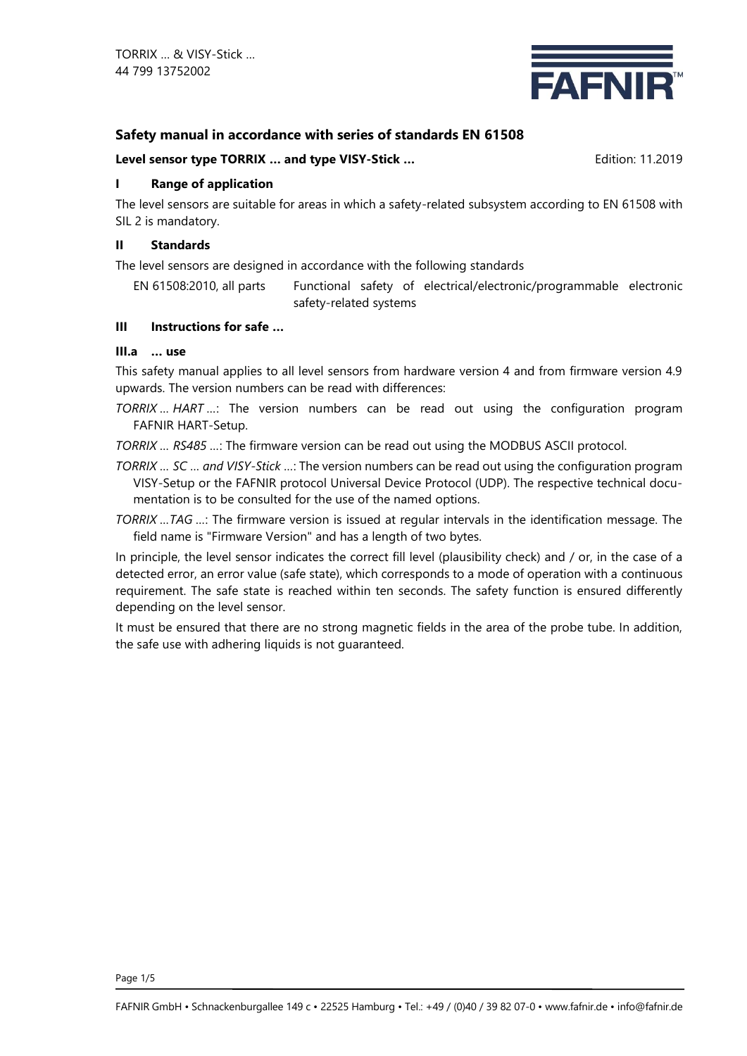TORRIX … & VISY-Stick …
44 799 13752002

## Safety manual in accordance with series of standards EN 61508

**Level sensor type TORRIX … and type VISY-Stick …** Edition: 11.2019

### I Range of application

The level sensors are suitable for areas in which a safety-related subsystem according to EN 61508 with SIL 2 is mandatory.

### II Standards

The level sensors are designed in accordance with the following standards

| EN 61508:2010, all parts | Functional safety of electrical/electronic/programmable electronic safety-related systems |
|---|---|

### III Instructions for safe …

#### III.a … use

This safety manual applies to all level sensors from hardware version 4 and from firmware version 4.9 upwards. The version numbers can be read with differences:

*TORRIX … HART …*: The version numbers can be read out using the configuration program FAFNIR HART-Setup.

*TORRIX … RS485 …*: The firmware version can be read out using the MODBUS ASCII protocol.

*TORRIX … SC … and VISY-Stick …*: The version numbers can be read out using the configuration program VISY-Setup or the FAFNIR protocol Universal Device Protocol (UDP). The respective technical documentation is to be consulted for the use of the named options.

*TORRIX …TAG …*: The firmware version is issued at regular intervals in the identification message. The field name is "Firmware Version" and has a length of two bytes.

In principle, the level sensor indicates the correct fill level (plausibility check) and / or, in the case of a detected error, an error value (safe state), which corresponds to a mode of operation with a continuous requirement. The safe state is reached within ten seconds. The safety function is ensured differently depending on the level sensor.

It must be ensured that there are no strong magnetic fields in the area of the probe tube. In addition, the safe use with adhering liquids is not guaranteed.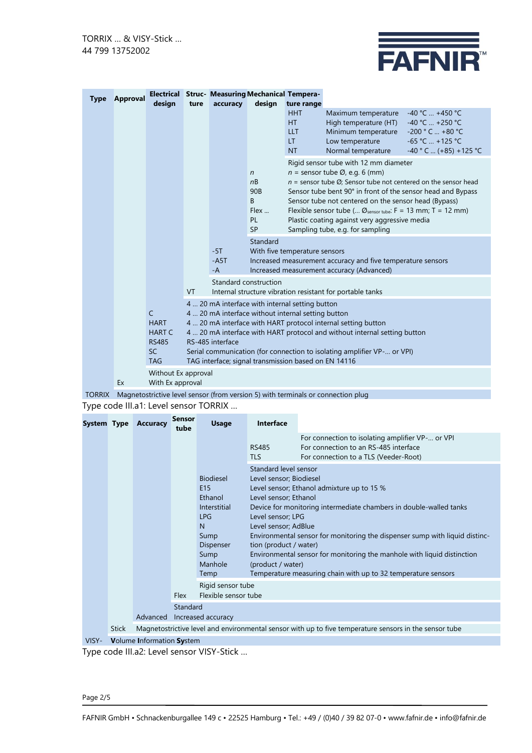| Type | Approval | Electrical design | Structure | Measuring accuracy | Mechanical design | Temperature range | Description |
|---|---|---|---|---|---|---|---|
| | | | | | | HHT | Maximum temperature -40 °C … +450 °C |
| | | | | | | HT | High temperature (HT) -40 °C … +250 °C |
| | | | | | | LLT | Minimum temperature -200 ° C … +80 °C |
| | | | | | | LT | Low temperature -65 °C … +125 °C |
| | | | | | | NT | Normal temperature -40 ° C … (+85) +125 °C |
| | | | | | | | Rigid sensor tube with 12 mm diameter |
| | | | | | *n* | | *n* = sensor tube Ø, e.g. 6 (mm) |
| | | | | | *n*B | | *n* = sensor tube Ø; Sensor tube not centered on the sensor head |
| | | | | | 90B | | Sensor tube bent 90° in front of the sensor head and Bypass |
| | | | | | B | | Sensor tube not centered on the sensor head (Bypass) |
| | | | | | Flex … | | Flexible sensor tube (… $Ø_{sensor\ tube}$: F = 13 mm; T = 12 mm) |
| | | | | | PL | | Plastic coating against very aggressive media |
| | | | | | SP | | Sampling tube, e.g. for sampling |
| | | | | | | | Standard |
| | | | | -5T | | | With five temperature sensors |
| | | | | -A5T | | | Increased measurement accuracy and five temperature sensors |
| | | | | -A | | | Increased measurement accuracy (Advanced) |
| | | | | | | | Standard construction |
| | | | VT | | | | Internal structure vibration resistant for portable tanks |
| | | | | | | | 4 … 20 mA interface with internal setting button |
| | | C | | | | | 4 … 20 mA interface without internal setting button |
| | | HART | | | | | 4 … 20 mA interface with HART protocol internal setting button |
| | | HART C | | | | | 4 … 20 mA interface with HART protocol and without internal setting button |
| | | RS485 | | | | | RS-485 interface |
| | | SC | | | | | Serial communication (for connection to isolating amplifier VP-… or VPI) |
| | | TAG | | | | | TAG interface; signal transmission based on EN 14116 |
| | | | | | | | Without Ex approval |
| | Ex | | | | | | With Ex approval |
| TORRIX | | | | | | | Magnetostrictive level sensor (from version 5) with terminals or connection plug |

Type code III.a1: Level sensor TORRIX …

| System | Type | Accuracy | Sensor tube | Usage | Interface | Description |
|---|---|---|---|---|---|---|
| | | | | | | For connection to isolating amplifier VP-… or VPI |
| | | | | | RS485 | For connection to an RS-485 interface |
| | | | | | TLS | For connection to a TLS (Veeder-Root) |
| | | | | | | Standard level sensor |
| | | | | Biodiesel | | Level sensor; Biodiesel |
| | | | | E15 | | Level sensor; Ethanol admixture up to 15 % |
| | | | | Ethanol | | Level sensor; Ethanol |
| | | | | Interstitial | | Device for monitoring intermediate chambers in double-walled tanks |
| | | | | LPG | | Level sensor; LPG |
| | | | | N | | Level sensor; AdBlue |
| | | | | Sump Dispenser | | Environmental sensor for monitoring the dispenser sump with liquid distinction (product / water) |
| | | | | Sump Manhole | | Environmental sensor for monitoring the manhole with liquid distinction (product / water) |
| | | | | Temp | | Temperature measuring chain with up to 32 temperature sensors |
| | | | | | | Rigid sensor tube |
| | | | Flex | | | Flexible sensor tube |
| | | | | | | Standard |
| | | Advanced | | | | Increased accuracy |
| | Stick | | | | | Magnetostrictive level and environmental sensor with up to five temperature sensors in the sensor tube |
| VISY- | | | | | | **V**olume **I**nformation **Sy**stem |

Type code III.a2: Level sensor VISY-Stick …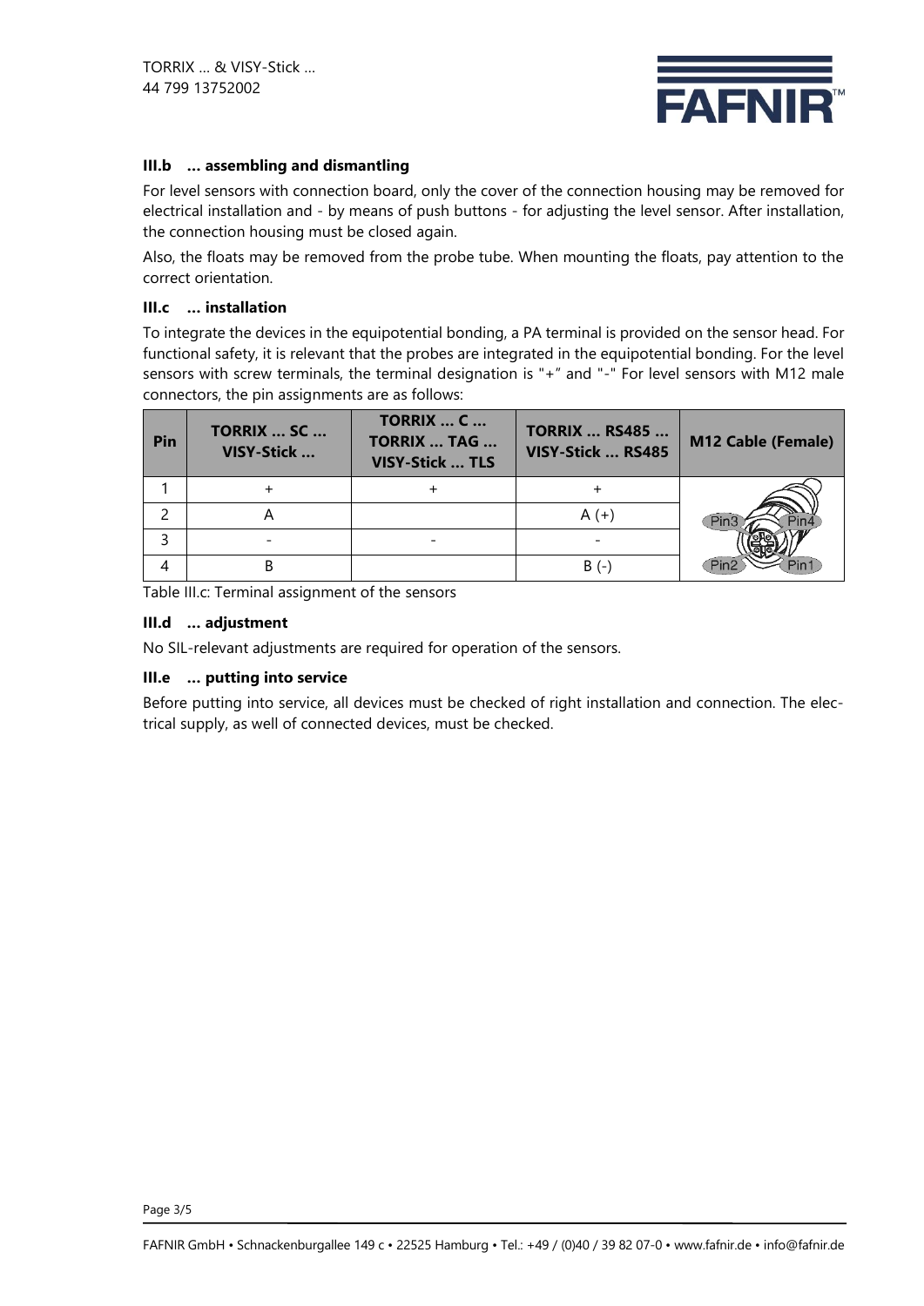### III.b … assembling and dismantling

For level sensors with connection board, only the cover of the connection housing may be removed for electrical installation and - by means of push buttons - for adjusting the level sensor. After installation, the connection housing must be closed again.

Also, the floats may be removed from the probe tube. When mounting the floats, pay attention to the correct orientation.

### III.c … installation

To integrate the devices in the equipotential bonding, a PA terminal is provided on the sensor head. For functional safety, it is relevant that the probes are integrated in the equipotential bonding. For the level sensors with screw terminals, the terminal designation is "+" and "-" For level sensors with M12 male connectors, the pin assignments are as follows:

| Pin | TORRIX … SC … VISY-Stick … | TORRIX … C … TORRIX … TAG … VISY-Stick … TLS | TORRIX … RS485 … VISY-Stick … RS485 | M12 Cable (Female) |
|---|---|---|---|---|
| 1 | + | + | + | |
| 2 | A | | A (+) | |
| 3 | - | - | - | |
| 4 | B | | B (-) | |

Table III.c: Terminal assignment of the sensors

### III.d … adjustment

No SIL-relevant adjustments are required for operation of the sensors.

### III.e … putting into service

Before putting into service, all devices must be checked of right installation and connection. The electrical supply, as well of connected devices, must be checked.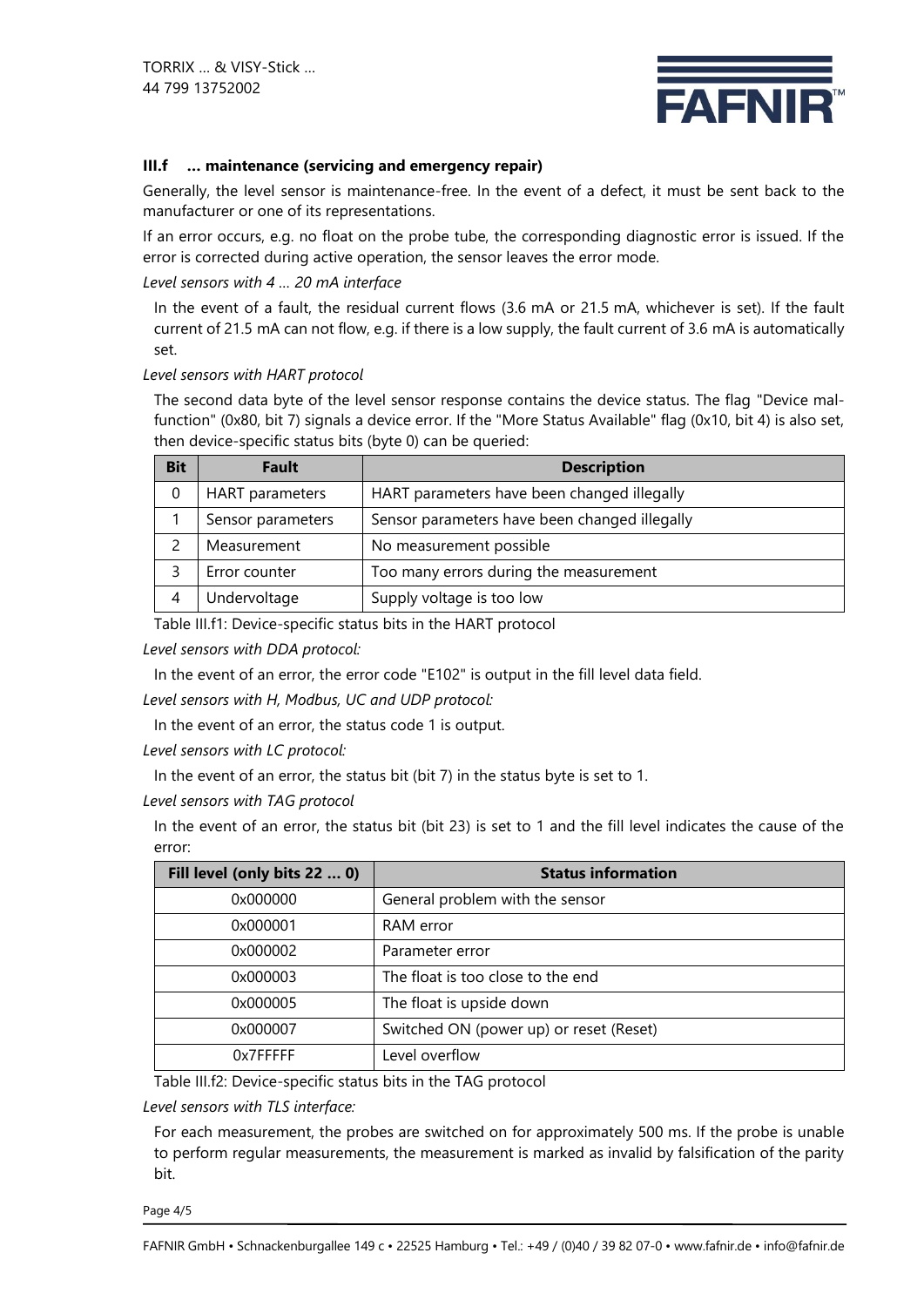### III.f … maintenance (servicing and emergency repair)

Generally, the level sensor is maintenance-free. In the event of a defect, it must be sent back to the manufacturer or one of its representations.

If an error occurs, e.g. no float on the probe tube, the corresponding diagnostic error is issued. If the error is corrected during active operation, the sensor leaves the error mode.

*Level sensors with 4 … 20 mA interface*

In the event of a fault, the residual current flows (3.6 mA or 21.5 mA, whichever is set). If the fault current of 21.5 mA can not flow, e.g. if there is a low supply, the fault current of 3.6 mA is automatically set.

*Level sensors with HART protocol*

The second data byte of the level sensor response contains the device status. The flag "Device malfunction" (0x80, bit 7) signals a device error. If the "More Status Available" flag (0x10, bit 4) is also set, then device-specific status bits (byte 0) can be queried:

| Bit | Fault | Description |
|---|---|---|
| 0 | HART parameters | HART parameters have been changed illegally |
| 1 | Sensor parameters | Sensor parameters have been changed illegally |
| 2 | Measurement | No measurement possible |
| 3 | Error counter | Too many errors during the measurement |
| 4 | Undervoltage | Supply voltage is too low |

Table III.f1: Device-specific status bits in the HART protocol

*Level sensors with DDA protocol:*

In the event of an error, the error code "E102" is output in the fill level data field.

*Level sensors with H, Modbus, UC and UDP protocol:*

In the event of an error, the status code 1 is output.

*Level sensors with LC protocol:*

In the event of an error, the status bit (bit 7) in the status byte is set to 1.

*Level sensors with TAG protocol*

In the event of an error, the status bit (bit 23) is set to 1 and the fill level indicates the cause of the error:

| Fill level (only bits 22 … 0) | Status information |
|---|---|
| 0x000000 | General problem with the sensor |
| 0x000001 | RAM error |
| 0x000002 | Parameter error |
| 0x000003 | The float is too close to the end |
| 0x000005 | The float is upside down |
| 0x000007 | Switched ON (power up) or reset (Reset) |
| 0x7FFFFF | Level overflow |

Table III.f2: Device-specific status bits in the TAG protocol

*Level sensors with TLS interface:*

For each measurement, the probes are switched on for approximately 500 ms. If the probe is unable to perform regular measurements, the measurement is marked as invalid by falsification of the parity bit.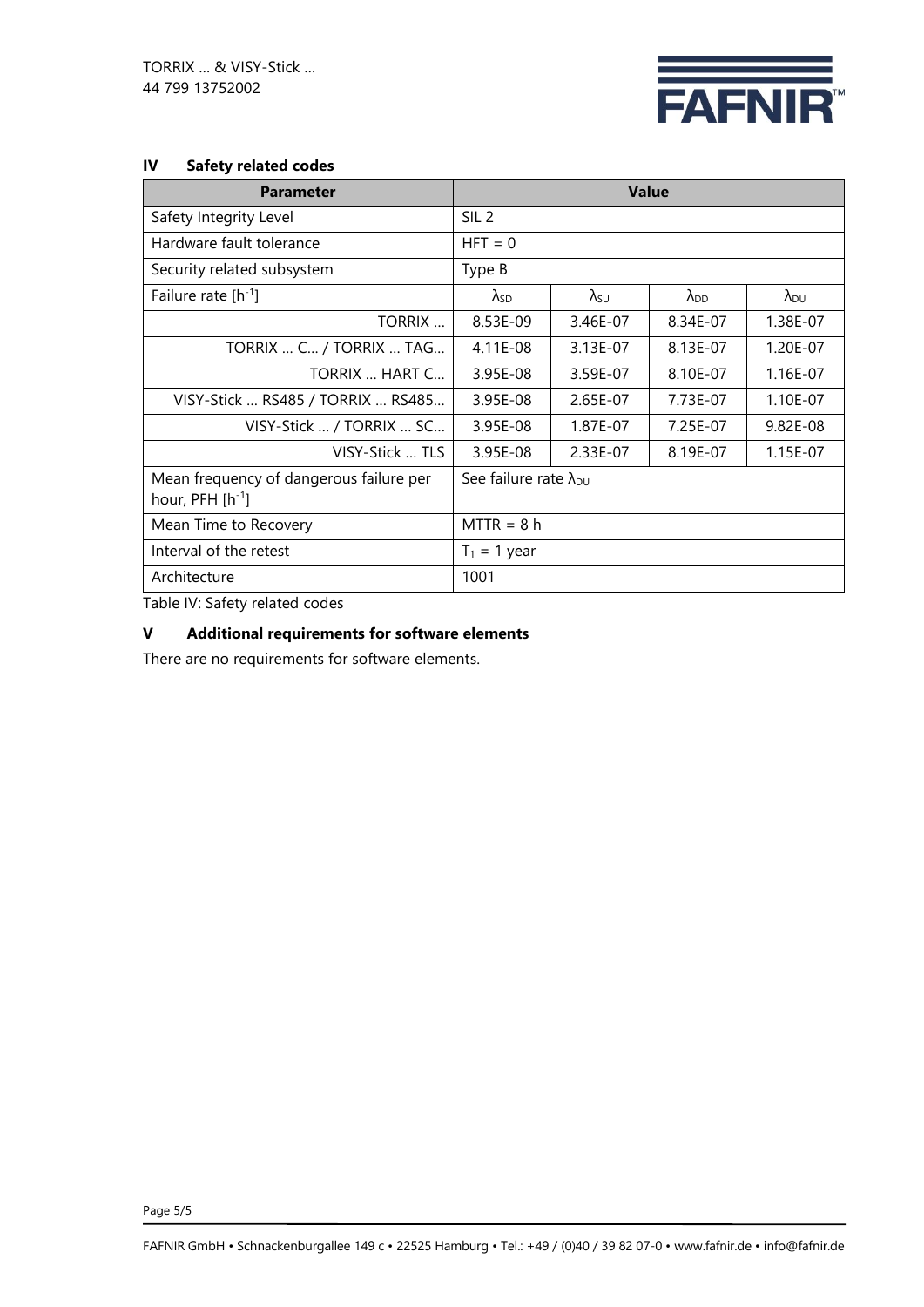## IV Safety related codes

| Parameter | Value | | | |
|---|---|---|---|---|
| Safety Integrity Level | SIL 2 | | | |
| Hardware fault tolerance | HFT = 0 | | | |
| Security related subsystem | Type B | | | |
| Failure rate [$h^{-1}$] | $\lambda_{SD}$ | $\lambda_{SU}$ | $\lambda_{DD}$ | $\lambda_{DU}$ |
| TORRIX … | 8.53E-09 | 3.46E-07 | 8.34E-07 | 1.38E-07 |
| TORRIX … C… / TORRIX … TAG… | 4.11E-08 | 3.13E-07 | 8.13E-07 | 1.20E-07 |
| TORRIX … HART C… | 3.95E-08 | 3.59E-07 | 8.10E-07 | 1.16E-07 |
| VISY-Stick … RS485 / TORRIX … RS485… | 3.95E-08 | 2.65E-07 | 7.73E-07 | 1.10E-07 |
| VISY-Stick … / TORRIX … SC… | 3.95E-08 | 1.87E-07 | 7.25E-07 | 9.82E-08 |
| VISY-Stick … TLS | 3.95E-08 | 2.33E-07 | 8.19E-07 | 1.15E-07 |
| Mean frequency of dangerous failure per hour, PFH [$h^{-1}$] | See failure rate $\lambda_{DU}$ | | | |
| Mean Time to Recovery | MTTR = 8 h | | | |
| Interval of the retest | $T_1$ = 1 year | | | |
| Architecture | 1001 | | | |

Table IV: Safety related codes

## V Additional requirements for software elements

There are no requirements for software elements.